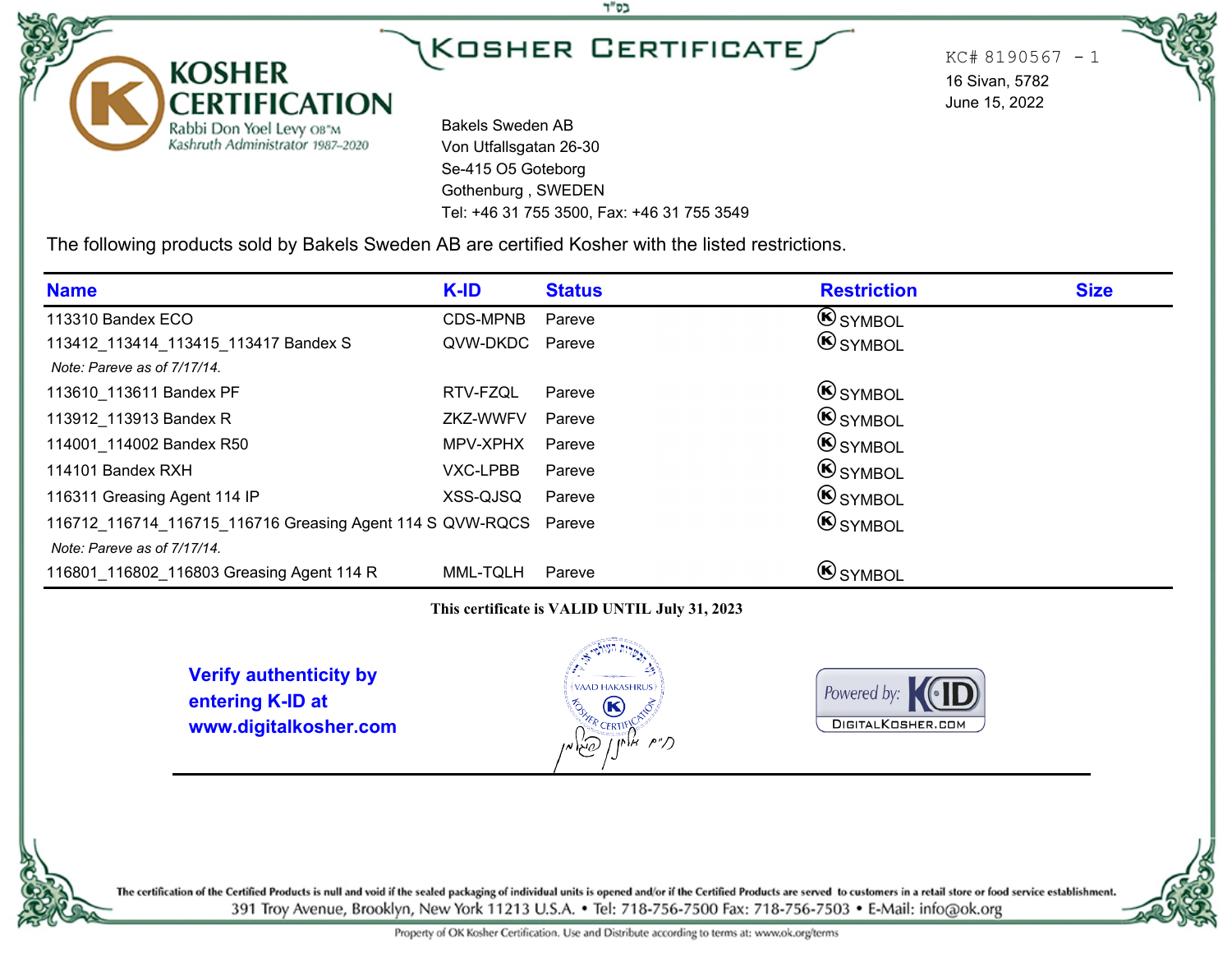בס"ד

**KOSHER CERTIFICATION**
Rabbi Don Yoel Levy OB"M
*Kashruth Administrator 1987–2020*

# KOSHER CERTIFICATE

KC# 8190567 - 1
16 Sivan, 5782
June 15, 2022

Bakels Sweden AB
Von Utfallsgatan 26-30
Se-415 O5 Goteborg
Gothenburg , SWEDEN
Tel: +46 31 755 3500, Fax: +46 31 755 3549

The following products sold by Bakels Sweden AB are certified Kosher with the listed restrictions.

| Name | K-ID | Status | Restriction | Size |
|---|---|---|---|---|
| 113310 Bandex ECO | CDS-MPNB | Pareve | Ⓚ SYMBOL | |
| 113412_113414_113415_113417 Bandex S | QVW-DKDC | Pareve | Ⓚ SYMBOL | |
| *Note: Pareve as of 7/17/14.* | | | | |
| 113610_113611 Bandex PF | RTV-FZQL | Pareve | Ⓚ SYMBOL | |
| 113912_113913 Bandex R | ZKZ-WWFV | Pareve | Ⓚ SYMBOL | |
| 114001_114002 Bandex R50 | MPV-XPHX | Pareve | Ⓚ SYMBOL | |
| 114101 Bandex RXH | VXC-LPBB | Pareve | Ⓚ SYMBOL | |
| 116311 Greasing Agent 114 IP | XSS-QJSQ | Pareve | Ⓚ SYMBOL | |
| 116712_116714_116715_116716 Greasing Agent 114 S | QVW-RQCS | Pareve | Ⓚ SYMBOL | |
| *Note: Pareve as of 7/17/14.* | | | | |
| 116801_116802_116803 Greasing Agent 114 R | MML-TQLH | Pareve | Ⓚ SYMBOL | |

**This certificate is VALID UNTIL July 31, 2023**

**Verify authenticity by entering K-ID at www.digitalkosher.com**

VAAD HAKASHRUS KOSHER CERTIFICATION

Powered by: KID DIGITALKOSHER.COM

The certification of the Certified Products is null and void if the sealed packaging of individual units is opened and/or if the Certified Products are served to customers in a retail store or food service establishment.

391 Troy Avenue, Brooklyn, New York 11213 U.S.A. • Tel: 718-756-7500 Fax: 718-756-7503 • E-Mail: info@ok.org

Property of OK Kosher Certification. Use and Distribute according to terms at: www.ok.org/terms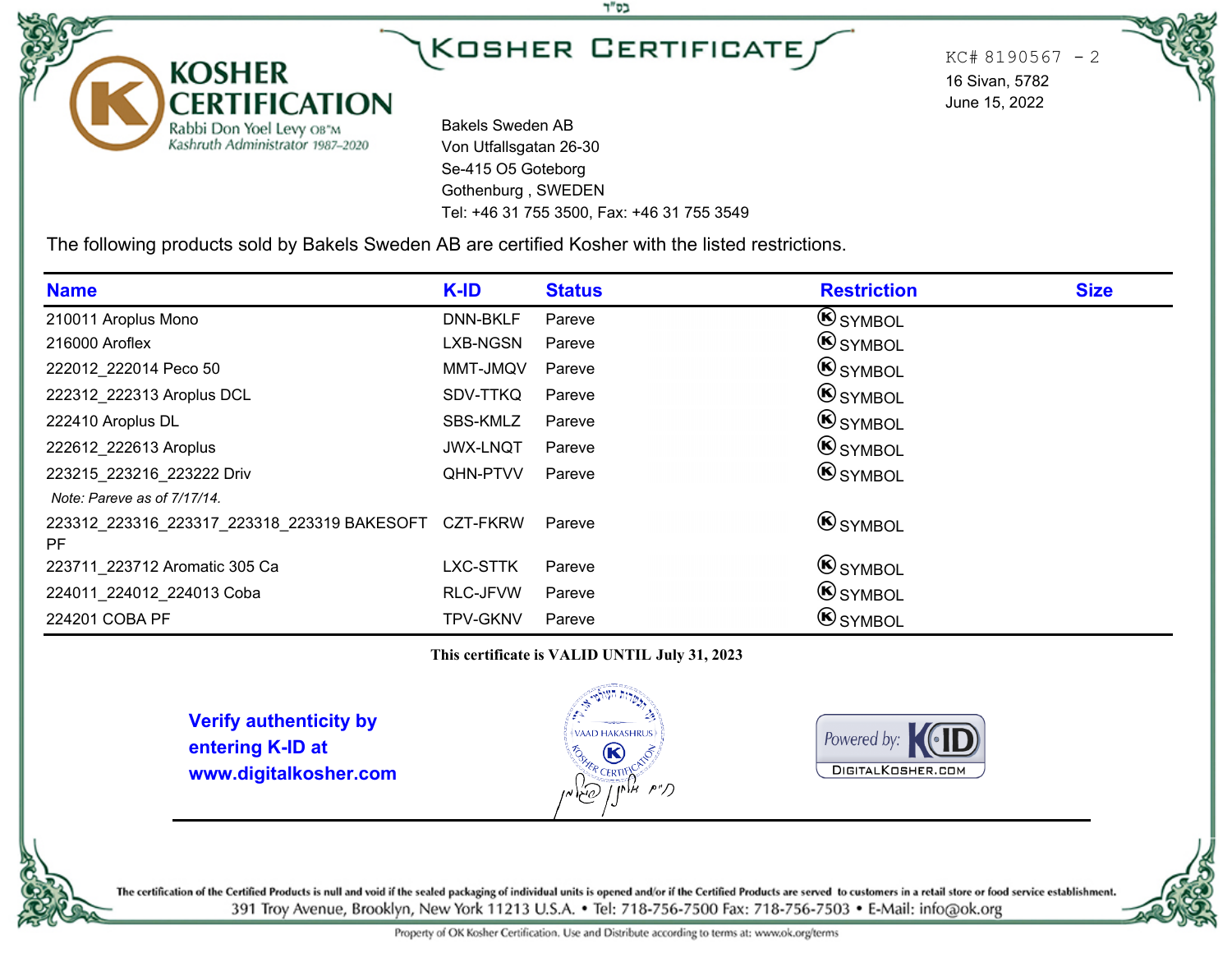בס"ד

# KOSHER CERTIFICATE

**KOSHER CERTIFICATION**
Rabbi Don Yoel Levy OB"M
*Kashruth Administrator 1987–2020*

KC# 8190567 - 2
16 Sivan, 5782
June 15, 2022

Bakels Sweden AB
Von Utfallsgatan 26-30
Se-415 O5 Goteborg
Gothenburg , SWEDEN
Tel: +46 31 755 3500, Fax: +46 31 755 3549

The following products sold by Bakels Sweden AB are certified Kosher with the listed restrictions.

| Name | K-ID | Status | Restriction | Size |
|---|---|---|---|---|
| 210011 Aroplus Mono | DNN-BKLF | Pareve | Ⓚ SYMBOL | |
| 216000 Aroflex | LXB-NGSN | Pareve | Ⓚ SYMBOL | |
| 222012_222014 Peco 50 | MMT-JMQV | Pareve | Ⓚ SYMBOL | |
| 222312_222313 Aroplus DCL | SDV-TTKQ | Pareve | Ⓚ SYMBOL | |
| 222410 Aroplus DL | SBS-KMLZ | Pareve | Ⓚ SYMBOL | |
| 222612_222613 Aroplus | JWX-LNQT | Pareve | Ⓚ SYMBOL | |
| 223215_223216_223222 Driv *Note: Pareve as of 7/17/14.* | QHN-PTVV | Pareve | Ⓚ SYMBOL | |
| 223312_223316_223317_223318_223319 BAKESOFT PF | CZT-FKRW | Pareve | Ⓚ SYMBOL | |
| 223711_223712 Aromatic 305 Ca | LXC-STTK | Pareve | Ⓚ SYMBOL | |
| 224011_224012_224013 Coba | RLC-JFVW | Pareve | Ⓚ SYMBOL | |
| 224201 COBA PF | TPV-GKNV | Pareve | Ⓚ SYMBOL | |

**This certificate is VALID UNTIL July 31, 2023**

**Verify authenticity by entering K-ID at www.digitalkosher.com**

VAAD HAKASHRUS — KOSHER CERTIFICATION

Powered by: K-ID DIGITALKOSHER.COM

The certification of the Certified Products is null and void if the sealed packaging of individual units is opened and/or if the Certified Products are served to customers in a retail store or food service establishment.

391 Troy Avenue, Brooklyn, New York 11213 U.S.A. • Tel: 718-756-7500 Fax: 718-756-7503 • E-Mail: info@ok.org

Property of OK Kosher Certification. Use and Distribute according to terms at: www.ok.org/terms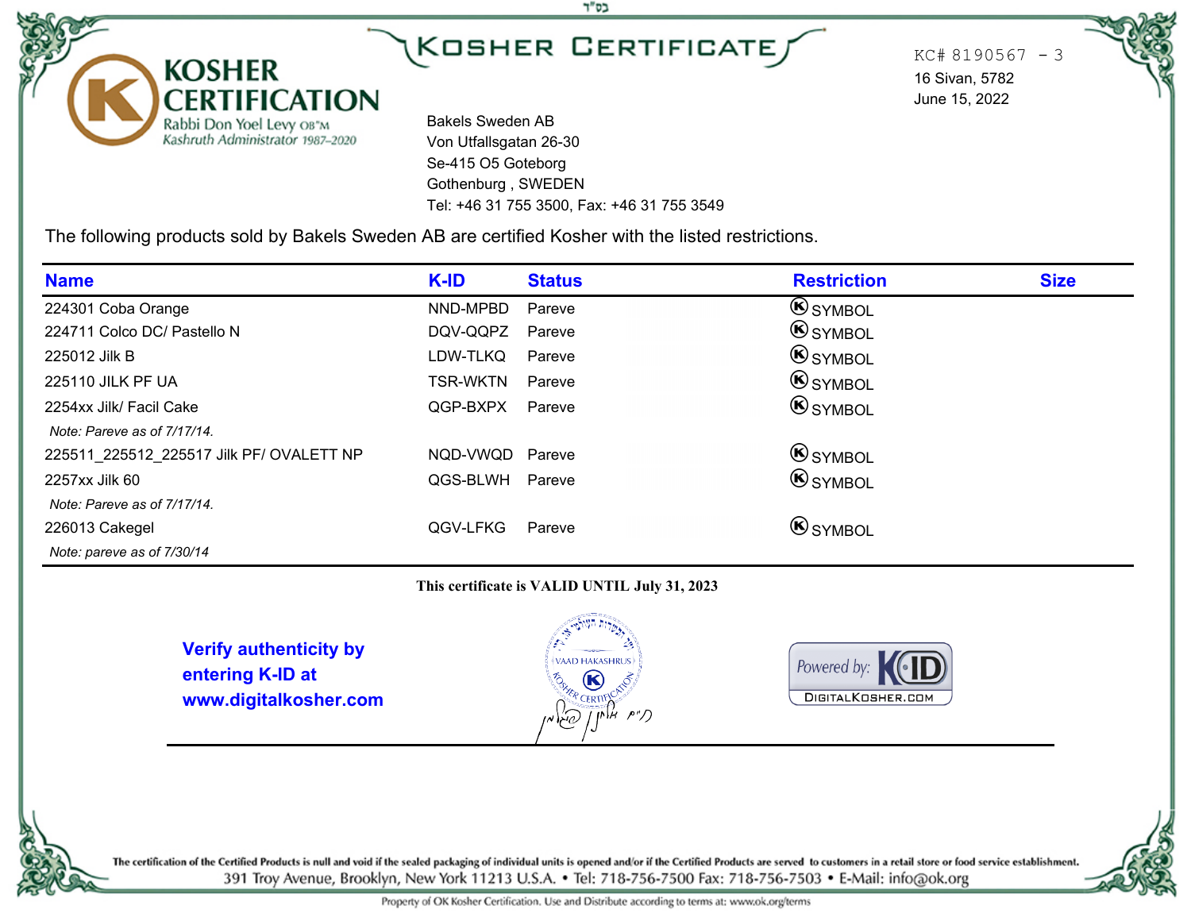בס"ד

# KOSHER CERTIFICATE

**KOSHER CERTIFICATION**
Rabbi Don Yoel Levy OB"M
Kashruth Administrator 1987–2020

KC# 8190567 - 3
16 Sivan, 5782
June 15, 2022

Bakels Sweden AB
Von Utfallsgatan 26-30
Se-415 O5 Goteborg
Gothenburg , SWEDEN
Tel: +46 31 755 3500, Fax: +46 31 755 3549

The following products sold by Bakels Sweden AB are certified Kosher with the listed restrictions.

| Name | K-ID | Status | Restriction | Size |
|---|---|---|---|---|
| 224301 Coba Orange | NND-MPBD | Pareve | Ⓚ SYMBOL | |
| 224711 Colco DC/ Pastello N | DQV-QQPZ | Pareve | Ⓚ SYMBOL | |
| 225012 Jilk B | LDW-TLKQ | Pareve | Ⓚ SYMBOL | |
| 225110 JILK PF UA | TSR-WKTN | Pareve | Ⓚ SYMBOL | |
| 2254xx Jilk/ Facil Cake | QGP-BXPX | Pareve | Ⓚ SYMBOL | |
| *Note: Pareve as of 7/17/14.* | | | | |
| 225511_225512_225517 Jilk PF/ OVALETT NP | NQD-VWQD | Pareve | Ⓚ SYMBOL | |
| 2257xx Jilk 60 | QGS-BLWH | Pareve | Ⓚ SYMBOL | |
| *Note: Pareve as of 7/17/14.* | | | | |
| 226013 Cakegel | QGV-LFKG | Pareve | Ⓚ SYMBOL | |
| *Note: pareve as of 7/30/14* | | | | |

**This certificate is VALID UNTIL July 31, 2023**

**Verify authenticity by entering K-ID at www.digitalkosher.com**

VAAD HAKASHRUS – KOSHER CERTIFICATION

Powered by: K-ID DIGITALKOSHER.COM

The certification of the Certified Products is null and void if the sealed packaging of individual units is opened and/or if the Certified Products are served to customers in a retail store or food service establishment.

391 Troy Avenue, Brooklyn, New York 11213 U.S.A. • Tel: 718-756-7500 Fax: 718-756-7503 • E-Mail: info@ok.org

Property of OK Kosher Certification. Use and Distribute according to terms at: www.ok.org/terms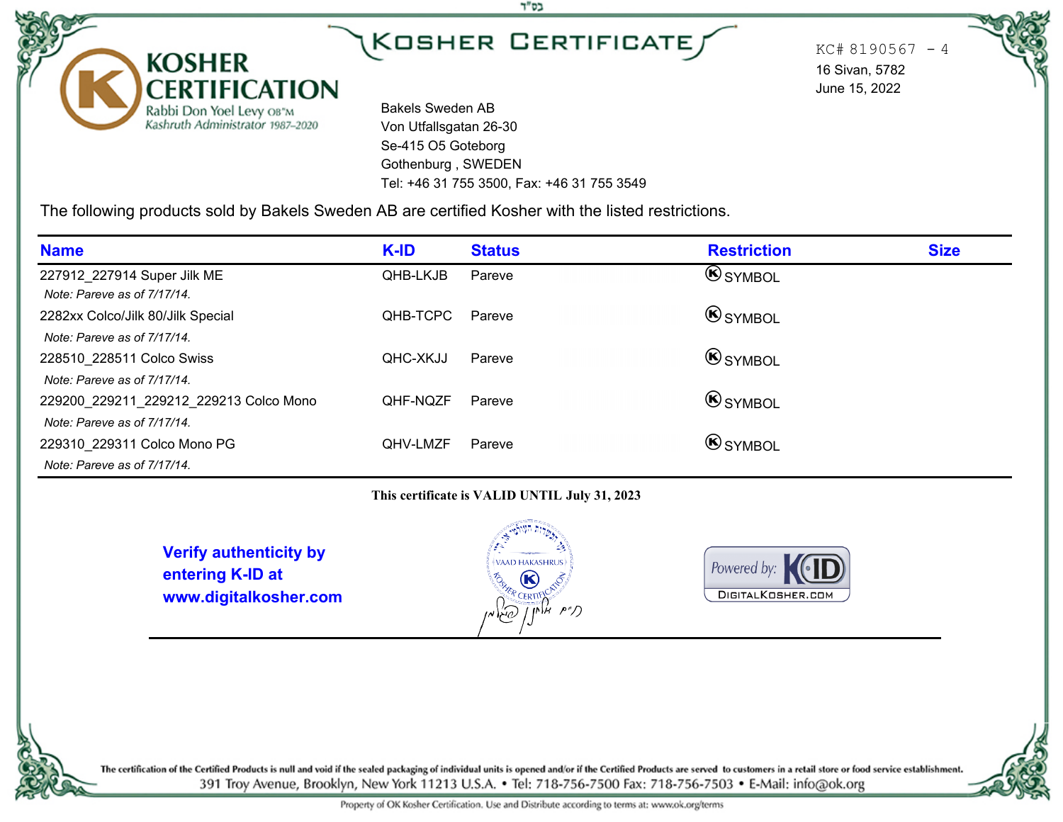בס"ד

# KOSHER CERTIFICATION

Rabbi Don Yoel Levy OB"M
Kashruth Administrator 1987–2020

## KOSHER CERTIFICATE

KC# 8190567 - 4
16 Sivan, 5782
June 15, 2022

Bakels Sweden AB
Von Utfallsgatan 26-30
Se-415 O5 Goteborg
Gothenburg , SWEDEN
Tel: +46 31 755 3500, Fax: +46 31 755 3549

The following products sold by Bakels Sweden AB are certified Kosher with the listed restrictions.

| Name | K-ID | Status | Restriction | Size |
|---|---|---|---|---|
| 227912_227914 Super Jilk ME<br>*Note: Pareve as of 7/17/14.* | QHB-LKJB | Pareve | Ⓚ SYMBOL | |
| 2282xx Colco/Jilk 80/Jilk Special<br>*Note: Pareve as of 7/17/14.* | QHB-TCPC | Pareve | Ⓚ SYMBOL | |
| 228510_228511 Colco Swiss<br>*Note: Pareve as of 7/17/14.* | QHC-XKJJ | Pareve | Ⓚ SYMBOL | |
| 229200_229211_229212_229213 Colco Mono<br>*Note: Pareve as of 7/17/14.* | QHF-NQZF | Pareve | Ⓚ SYMBOL | |
| 229310_229311 Colco Mono PG<br>*Note: Pareve as of 7/17/14.* | QHV-LMZF | Pareve | Ⓚ SYMBOL | |

**This certificate is VALID UNTIL July 31, 2023**

**Verify authenticity by entering K-ID at www.digitalkosher.com**

VAAD HAKASHRUS — KOSHER CERTIFICATION

Powered by: K-ID DIGITALKOSHER.COM

**The certification of the Certified Products is null and void if the sealed packaging of individual units is opened and/or if the Certified Products are served to customers in a retail store or food service establishment.**

391 Troy Avenue, Brooklyn, New York 11213 U.S.A. • Tel: 718-756-7500 Fax: 718-756-7503 • E-Mail: info@ok.org

Property of OK Kosher Certification. Use and Distribute according to terms at: www.ok.org/terms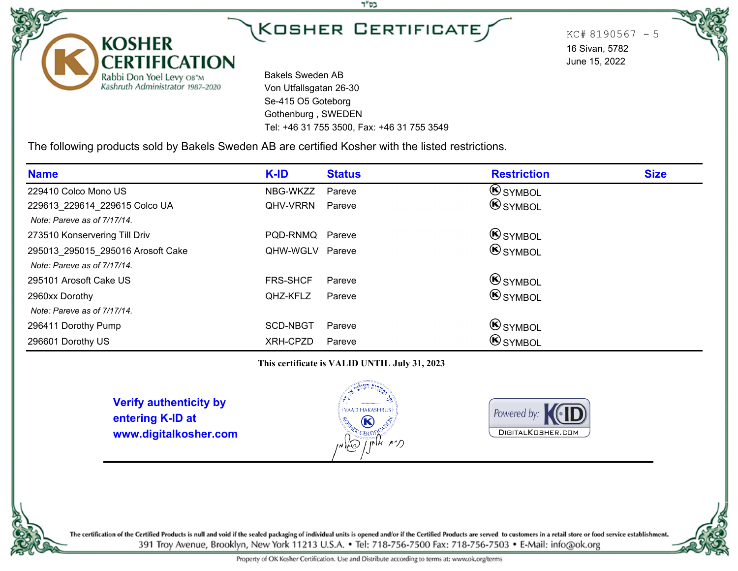בס"ד

# KOSHER CERTIFICATE

**KOSHER CERTIFICATION**
Rabbi Don Yoel Levy OB"M
Kashruth Administrator 1987–2020

KC# 8190567 - 5
16 Sivan, 5782
June 15, 2022

Bakels Sweden AB
Von Utfallsgatan 26-30
Se-415 O5 Goteborg
Gothenburg , SWEDEN
Tel: +46 31 755 3500, Fax: +46 31 755 3549

The following products sold by Bakels Sweden AB are certified Kosher with the listed restrictions.

| Name | K-ID | Status | Restriction | Size |
|---|---|---|---|---|
| 229410 Colco Mono US | NBG-WKZZ | Pareve | Ⓚ SYMBOL | |
| 229613_229614_229615 Colco UA<br>*Note: Pareve as of 7/17/14.* | QHV-VRRN | Pareve | Ⓚ SYMBOL | |
| 273510 Konservering Till Driv | PQD-RNMQ | Pareve | Ⓚ SYMBOL | |
| 295013_295015_295016 Arosoft Cake<br>*Note: Pareve as of 7/17/14.* | QHW-WGLV | Pareve | Ⓚ SYMBOL | |
| 295101 Arosoft Cake US | FRS-SHCF | Pareve | Ⓚ SYMBOL | |
| 2960xx Dorothy<br>*Note: Pareve as of 7/17/14.* | QHZ-KFLZ | Pareve | Ⓚ SYMBOL | |
| 296411 Dorothy Pump | SCD-NBGT | Pareve | Ⓚ SYMBOL | |
| 296601 Dorothy US | XRH-CPZD | Pareve | Ⓚ SYMBOL | |

**This certificate is VALID UNTIL July 31, 2023**

**Verify authenticity by entering K-ID at www.digitalkosher.com**

VAAD HAKASHRUS — KOSHER CERTIFICATION

Powered by: K-ID DIGITALKOSHER.COM

The certification of the Certified Products is null and void if the sealed packaging of individual units is opened and/or if the Certified Products are served to customers in a retail store or food service establishment.

391 Troy Avenue, Brooklyn, New York 11213 U.S.A. • Tel: 718-756-7500 Fax: 718-756-7503 • E-Mail: info@ok.org

Property of OK Kosher Certification. Use and Distribute according to terms at: www.ok.org/terms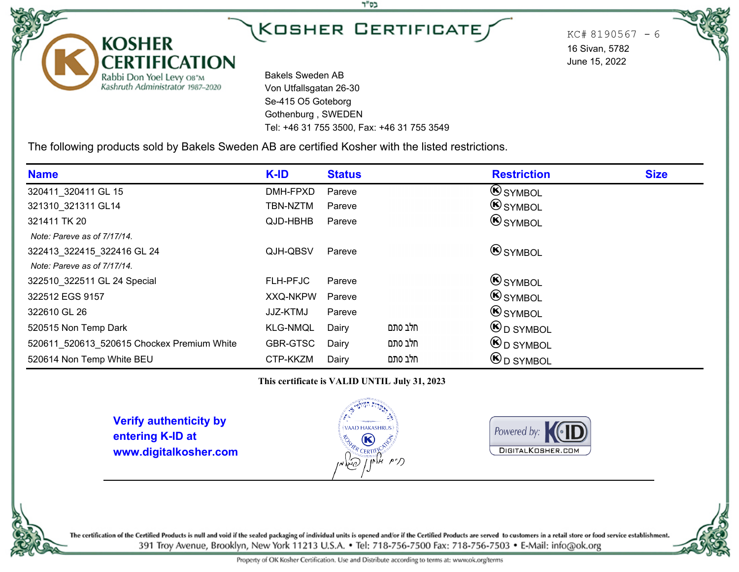בס"ד

# KOSHER CERTIFICATE

**KOSHER CERTIFICATION**
Rabbi Don Yoel Levy OB"M
Kashruth Administrator 1987–2020

KC# 8190567 - 6
16 Sivan, 5782
June 15, 2022

Bakels Sweden AB
Von Utfallsgatan 26-30
Se-415 O5 Goteborg
Gothenburg , SWEDEN
Tel: +46 31 755 3500, Fax: +46 31 755 3549

The following products sold by Bakels Sweden AB are certified Kosher with the listed restrictions.

| Name | K-ID | Status | | Restriction | Size |
|---|---|---|---|---|---|
| 320411_320411 GL 15 | DMH-FPXD | Pareve | | Ⓚ SYMBOL | |
| 321310_321311 GL14 | TBN-NZTM | Pareve | | Ⓚ SYMBOL | |
| 321411 TK 20 | QJD-HBHB | Pareve | | Ⓚ SYMBOL | |
| *Note: Pareve as of 7/17/14.* | | | | | |
| 322413_322415_322416 GL 24 | QJH-QBSV | Pareve | | Ⓚ SYMBOL | |
| *Note: Pareve as of 7/17/14.* | | | | | |
| 322510_322511 GL 24 Special | FLH-PFJC | Pareve | | Ⓚ SYMBOL | |
| 322512 EGS 9157 | XXQ-NKPW | Pareve | | Ⓚ SYMBOL | |
| 322610 GL 26 | JJZ-KTMJ | Pareve | | Ⓚ SYMBOL | |
| 520515 Non Temp Dark | KLG-NMQL | Dairy | חלב סתם | Ⓚ D SYMBOL | |
| 520611_520613_520615 Chockex Premium White | GBR-GTSC | Dairy | חלב סתם | Ⓚ D SYMBOL | |
| 520614 Non Temp White BEU | CTP-KKZM | Dairy | חלב סתם | Ⓚ D SYMBOL | |

**This certificate is VALID UNTIL July 31, 2023**

**Verify authenticity by entering K-ID at www.digitalkosher.com**

VAAD HAKASHRUS — KOSHER CERTIFICATION

Powered by: KID — DIGITALKOSHER.COM

The certification of the Certified Products is null and void if the sealed packaging of individual units is opened and/or if the Certified Products are served to customers in a retail store or food service establishment.

391 Troy Avenue, Brooklyn, New York 11213 U.S.A. • Tel: 718-756-7500 Fax: 718-756-7503 • E-Mail: info@ok.org

Property of OK Kosher Certification. Use and Distribute according to terms at: www.ok.org/terms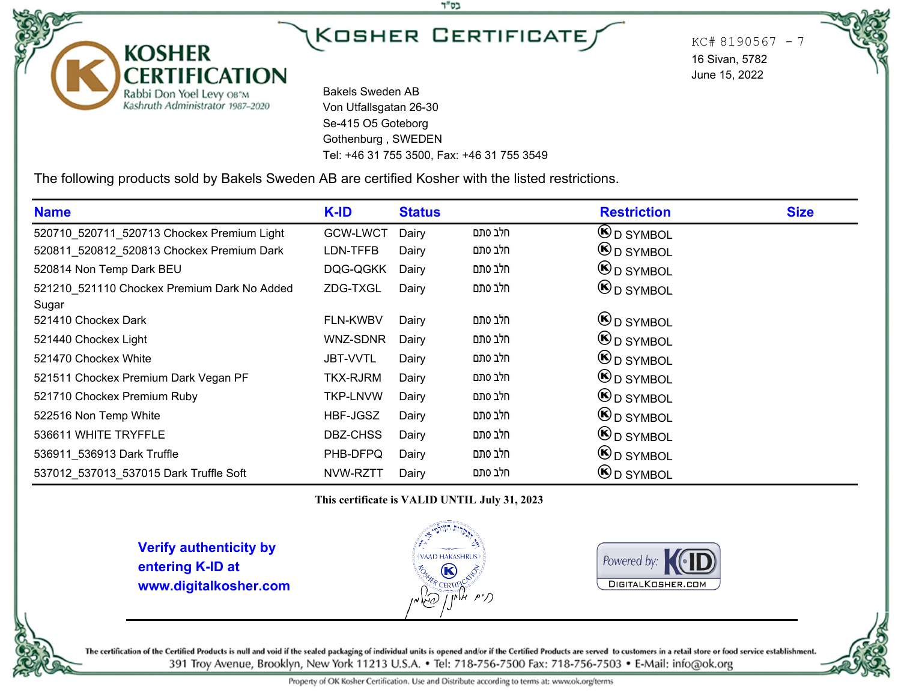בס"ד

# KOSHER CERTIFICATE

**KOSHER CERTIFICATION**
Rabbi Don Yoel Levy OB"M
Kashruth Administrator 1987–2020

KC# 8190567 - 7
16 Sivan, 5782
June 15, 2022

Bakels Sweden AB
Von Utfallsgatan 26-30
Se-415 O5 Goteborg
Gothenburg , SWEDEN
Tel: +46 31 755 3500, Fax: +46 31 755 3549

The following products sold by Bakels Sweden AB are certified Kosher with the listed restrictions.

| Name | K-ID | Status | | Restriction | Size |
|---|---|---|---|---|---|
| 520710_520711_520713 Chockex Premium Light | GCW-LWCT | Dairy | חלב סתם | Ⓚ D SYMBOL | |
| 520811_520812_520813 Chockex Premium Dark | LDN-TFFB | Dairy | חלב סתם | Ⓚ D SYMBOL | |
| 520814 Non Temp Dark BEU | DQG-QGKK | Dairy | חלב סתם | Ⓚ D SYMBOL | |
| 521210_521110 Chockex Premium Dark No Added Sugar | ZDG-TXGL | Dairy | חלב סתם | Ⓚ D SYMBOL | |
| 521410 Chockex Dark | FLN-KWBV | Dairy | חלב סתם | Ⓚ D SYMBOL | |
| 521440 Chockex Light | WNZ-SDNR | Dairy | חלב סתם | Ⓚ D SYMBOL | |
| 521470 Chockex White | JBT-VVTL | Dairy | חלב סתם | Ⓚ D SYMBOL | |
| 521511 Chockex Premium Dark Vegan PF | TKX-RJRM | Dairy | חלב סתם | Ⓚ D SYMBOL | |
| 521710 Chockex Premium Ruby | TKP-LNVW | Dairy | חלב סתם | Ⓚ D SYMBOL | |
| 522516 Non Temp White | HBF-JGSZ | Dairy | חלב סתם | Ⓚ D SYMBOL | |
| 536611 WHITE TRYFFLE | DBZ-CHSS | Dairy | חלב סתם | Ⓚ D SYMBOL | |
| 536911_536913 Dark Truffle | PHB-DFPQ | Dairy | חלב סתם | Ⓚ D SYMBOL | |
| 537012_537013_537015 Dark Truffle Soft | NVW-RZTT | Dairy | חלב סתם | Ⓚ D SYMBOL | |

**This certificate is VALID UNTIL July 31, 2023**

**Verify authenticity by entering K-ID at www.digitalkosher.com**

VAAD HAKASHRUS
KOSHER CERTIFICATION

Powered by: K-ID
DIGITALKOSHER.COM

The certification of the Certified Products is null and void if the sealed packaging of individual units is opened and/or if the Certified Products are served to customers in a retail store or food service establishment.

391 Troy Avenue, Brooklyn, New York 11213 U.S.A. • Tel: 718-756-7500 Fax: 718-756-7503 • E-Mail: info@ok.org

Property of OK Kosher Certification. Use and Distribute according to terms at: www.ok.org/terms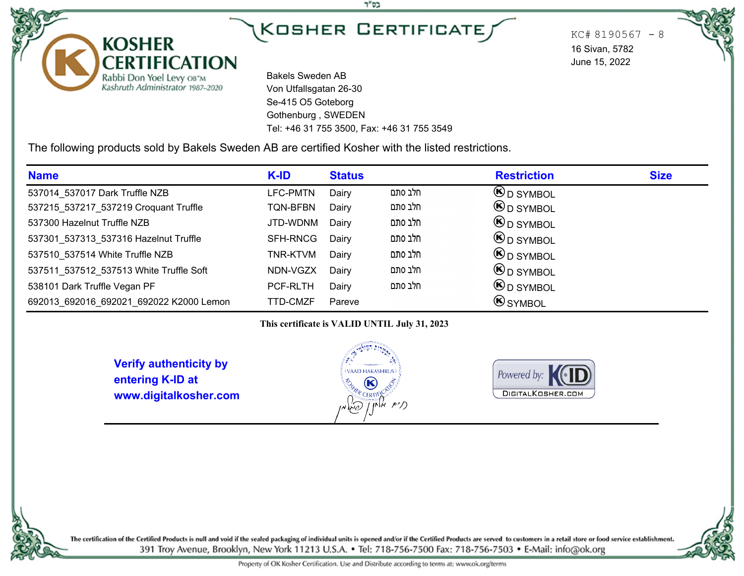בס"ד

**KOSHER CERTIFICATION**
Rabbi Don Yoel Levy OB"M
Kashruth Administrator 1987–2020

# KOSHER CERTIFICATE

KC# 8190567 - 8
16 Sivan, 5782
June 15, 2022

Bakels Sweden AB
Von Utfallsgatan 26-30
Se-415 O5 Goteborg
Gothenburg , SWEDEN
Tel: +46 31 755 3500, Fax: +46 31 755 3549

The following products sold by Bakels Sweden AB are certified Kosher with the listed restrictions.

| Name | K-ID | Status | | Restriction | Size |
|---|---|---|---|---|---|
| 537014_537017 Dark Truffle NZB | LFC-PMTN | Dairy | חלב סתם | Ⓚ D SYMBOL | |
| 537215_537217_537219 Croquant Truffle | TQN-BFBN | Dairy | חלב סתם | Ⓚ D SYMBOL | |
| 537300 Hazelnut Truffle NZB | JTD-WDNM | Dairy | חלב סתם | Ⓚ D SYMBOL | |
| 537301_537313_537316 Hazelnut Truffle | SFH-RNCG | Dairy | חלב סתם | Ⓚ D SYMBOL | |
| 537510_537514 White Truffle NZB | TNR-KTVM | Dairy | חלב סתם | Ⓚ D SYMBOL | |
| 537511_537512_537513 White Truffle Soft | NDN-VGZX | Dairy | חלב סתם | Ⓚ D SYMBOL | |
| 538101 Dark Truffle Vegan PF | PCF-RLTH | Dairy | חלב סתם | Ⓚ D SYMBOL | |
| 692013_692016_692021_692022 K2000 Lemon | TTD-CMZF | Pareve | | Ⓚ SYMBOL | |

**This certificate is VALID UNTIL July 31, 2023**

**Verify authenticity by entering K-ID at www.digitalkosher.com**

VAAD HAKASHRUS
KOSHER CERTIFICATION

Powered by: K-ID
DIGITALKOSHER.COM

The certification of the Certified Products is null and void if the sealed packaging of individual units is opened and/or if the Certified Products are served to customers in a retail store or food service establishment.

391 Troy Avenue, Brooklyn, New York 11213 U.S.A. • Tel: 718-756-7500 Fax: 718-756-7503 • E-Mail: info@ok.org

Property of OK Kosher Certification. Use and Distribute according to terms at: www.ok.org/terms